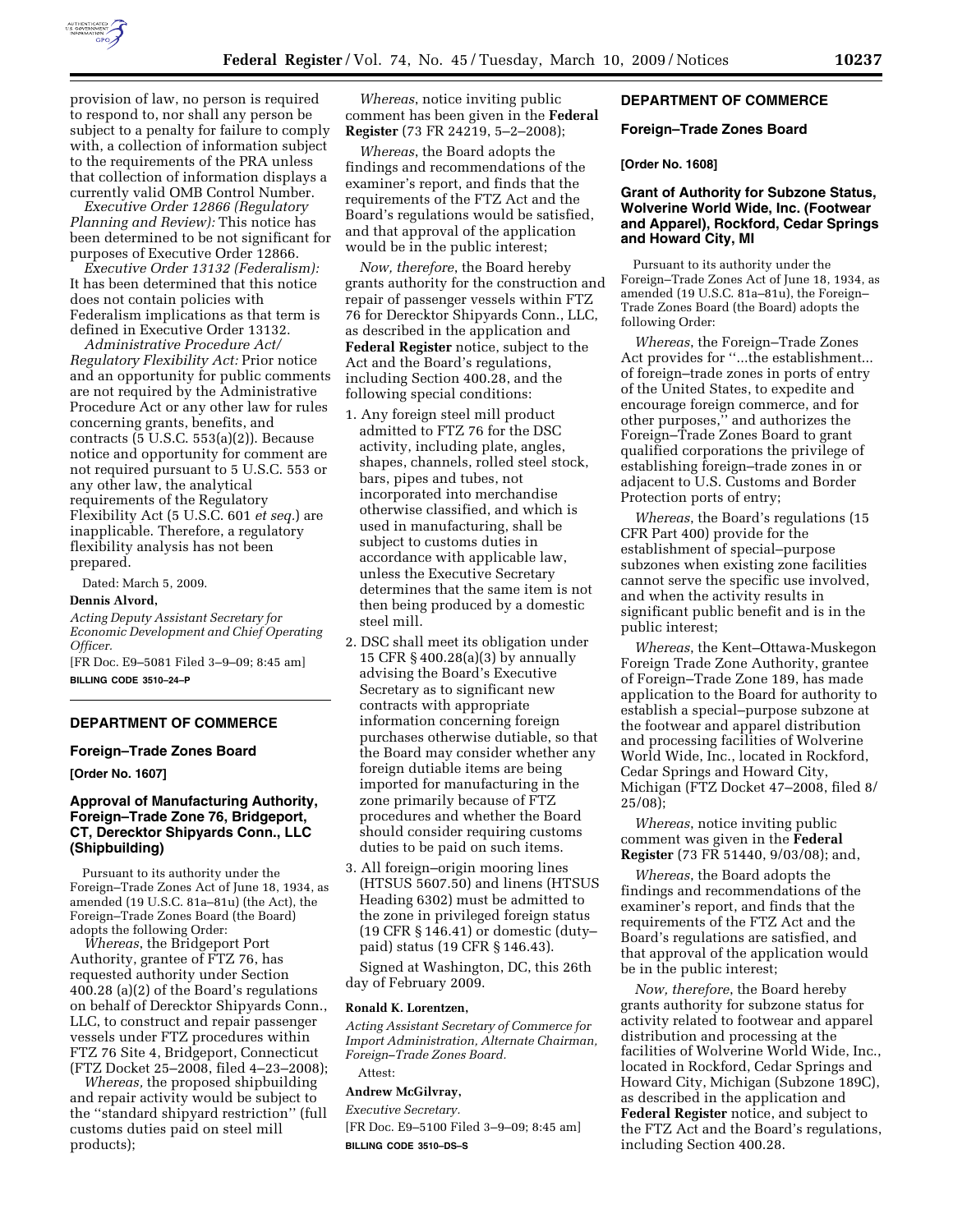provision of law, no person is required to respond to, nor shall any person be subject to a penalty for failure to comply with, a collection of information subject to the requirements of the PRA unless that collection of information displays a currently valid OMB Control Number.

*Executive Order 12866 (Regulatory Planning and Review):* This notice has been determined to be not significant for purposes of Executive Order 12866.

*Executive Order 13132 (Federalism):* It has been determined that this notice does not contain policies with Federalism implications as that term is defined in Executive Order 13132.

*Administrative Procedure Act/ Regulatory Flexibility Act:* Prior notice and an opportunity for public comments are not required by the Administrative Procedure Act or any other law for rules concerning grants, benefits, and contracts (5 U.S.C. 553(a)(2)). Because notice and opportunity for comment are not required pursuant to 5 U.S.C. 553 or any other law, the analytical requirements of the Regulatory Flexibility Act (5 U.S.C. 601 *et seq.*) are inapplicable. Therefore, a regulatory flexibility analysis has not been prepared.

Dated: March 5, 2009.

**Dennis Alvord,**

*Acting Deputy Assistant Secretary for Economic Development and Chief Operating Officer.*

[FR Doc. E9–5081 Filed 3–9–09; 8:45 am]

**BILLING CODE 3510–24–P**

## DEPARTMENT OF COMMERCE

### Foreign–Trade Zones Board

**[Order No. 1607]**

### Approval of Manufacturing Authority, Foreign–Trade Zone 76, Bridgeport, CT, Derecktor Shipyards Conn., LLC (Shipbuilding)

Pursuant to its authority under the Foreign–Trade Zones Act of June 18, 1934, as amended (19 U.S.C. 81a–81u) (the Act), the Foreign–Trade Zones Board (the Board) adopts the following Order:

*Whereas*, the Bridgeport Port Authority, grantee of FTZ 76, has requested authority under Section 400.28 (a)(2) of the Board's regulations on behalf of Derecktor Shipyards Conn., LLC, to construct and repair passenger vessels under FTZ procedures within FTZ 76 Site 4, Bridgeport, Connecticut (FTZ Docket 25–2008, filed 4–23–2008);

*Whereas*, the proposed shipbuilding and repair activity would be subject to the ''standard shipyard restriction'' (full customs duties paid on steel mill products);

*Whereas*, notice inviting public comment has been given in the **Federal Register** (73 FR 24219, 5–2–2008);

*Whereas*, the Board adopts the findings and recommendations of the examiner's report, and finds that the requirements of the FTZ Act and the Board's regulations would be satisfied, and that approval of the application would be in the public interest;

*Now, therefore*, the Board hereby grants authority for the construction and repair of passenger vessels within FTZ 76 for Derecktor Shipyards Conn., LLC, as described in the application and **Federal Register** notice, subject to the Act and the Board's regulations, including Section 400.28, and the following special conditions:

1. Any foreign steel mill product admitted to FTZ 76 for the DSC activity, including plate, angles, shapes, channels, rolled steel stock, bars, pipes and tubes, not incorporated into merchandise otherwise classified, and which is used in manufacturing, shall be subject to customs duties in accordance with applicable law, unless the Executive Secretary determines that the same item is not then being produced by a domestic steel mill.
2. DSC shall meet its obligation under 15 CFR § 400.28(a)(3) by annually advising the Board's Executive Secretary as to significant new contracts with appropriate information concerning foreign purchases otherwise dutiable, so that the Board may consider whether any foreign dutiable items are being imported for manufacturing in the zone primarily because of FTZ procedures and whether the Board should consider requiring customs duties to be paid on such items.
3. All foreign–origin mooring lines (HTSUS 5607.50) and linens (HTSUS Heading 6302) must be admitted to the zone in privileged foreign status (19 CFR § 146.41) or domestic (duty–paid) status (19 CFR § 146.43).

Signed at Washington, DC, this 26th day of February 2009.

**Ronald K. Lorentzen,**

*Acting Assistant Secretary of Commerce for Import Administration, Alternate Chairman, Foreign–Trade Zones Board.*

Attest:

**Andrew McGilvray,**

*Executive Secretary.*

[FR Doc. E9–5100 Filed 3–9–09; 8:45 am]

**BILLING CODE 3510–DS–S**

## DEPARTMENT OF COMMERCE

### Foreign–Trade Zones Board

**[Order No. 1608]**

### Grant of Authority for Subzone Status, Wolverine World Wide, Inc. (Footwear and Apparel), Rockford, Cedar Springs and Howard City, MI

Pursuant to its authority under the Foreign–Trade Zones Act of June 18, 1934, as amended (19 U.S.C. 81a–81u), the Foreign–Trade Zones Board (the Board) adopts the following Order:

*Whereas*, the Foreign–Trade Zones Act provides for ''...the establishment... of foreign–trade zones in ports of entry of the United States, to expedite and encourage foreign commerce, and for other purposes,'' and authorizes the Foreign–Trade Zones Board to grant qualified corporations the privilege of establishing foreign–trade zones in or adjacent to U.S. Customs and Border Protection ports of entry;

*Whereas*, the Board's regulations (15 CFR Part 400) provide for the establishment of special–purpose subzones when existing zone facilities cannot serve the specific use involved, and when the activity results in significant public benefit and is in the public interest;

*Whereas*, the Kent–Ottawa-Muskegon Foreign Trade Zone Authority, grantee of Foreign–Trade Zone 189, has made application to the Board for authority to establish a special–purpose subzone at the footwear and apparel distribution and processing facilities of Wolverine World Wide, Inc., located in Rockford, Cedar Springs and Howard City, Michigan (FTZ Docket 47–2008, filed 8/25/08);

*Whereas*, notice inviting public comment was given in the **Federal Register** (73 FR 51440, 9/03/08); and,

*Whereas*, the Board adopts the findings and recommendations of the examiner's report, and finds that the requirements of the FTZ Act and the Board's regulations are satisfied, and that approval of the application would be in the public interest;

*Now, therefore*, the Board hereby grants authority for subzone status for activity related to footwear and apparel distribution and processing at the facilities of Wolverine World Wide, Inc., located in Rockford, Cedar Springs and Howard City, Michigan (Subzone 189C), as described in the application and **Federal Register** notice, and subject to the FTZ Act and the Board's regulations, including Section 400.28.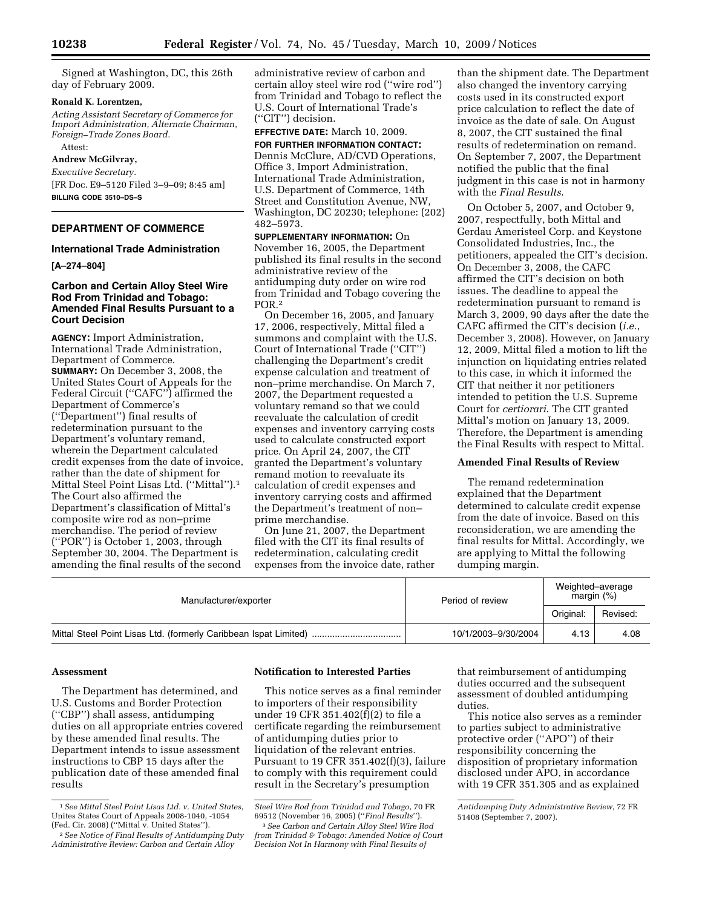Signed at Washington, DC, this 26th day of February 2009.

**Ronald K. Lorentzen,**

*Acting Assistant Secretary of Commerce for Import Administration, Alternate Chairman, Foreign–Trade Zones Board.*

Attest:

**Andrew McGilvray,**

*Executive Secretary.*

[FR Doc. E9–5120 Filed 3–9–09; 8:45 am]

**BILLING CODE 3510–DS–S**

---

## DEPARTMENT OF COMMERCE

### International Trade Administration

**[A–274–804]**

### Carbon and Certain Alloy Steel Wire Rod From Trinidad and Tobago: Amended Final Results Pursuant to a Court Decision

**AGENCY:** Import Administration, International Trade Administration, Department of Commerce.

**SUMMARY:** On December 3, 2008, the United States Court of Appeals for the Federal Circuit (''CAFC'') affirmed the Department of Commerce's (''Department'') final results of redetermination pursuant to the Department's voluntary remand, wherein the Department calculated credit expenses from the date of invoice, rather than the date of shipment for Mittal Steel Point Lisas Ltd. (''Mittal'').[1] The Court also affirmed the Department's classification of Mittal's composite wire rod as non–prime merchandise. The period of review (''POR'') is October 1, 2003, through September 30, 2004. The Department is amending the final results of the second administrative review of carbon and certain alloy steel wire rod (''wire rod'') from Trinidad and Tobago to reflect the U.S. Court of International Trade's (''CIT'') decision.

**EFFECTIVE DATE:** March 10, 2009.

**FOR FURTHER INFORMATION CONTACT:** Dennis McClure, AD/CVD Operations, Office 3, Import Administration, International Trade Administration, U.S. Department of Commerce, 14th Street and Constitution Avenue, NW, Washington, DC 20230; telephone: (202) 482–5973.

**SUPPLEMENTARY INFORMATION:** On November 16, 2005, the Department published its final results in the second administrative review of the antidumping duty order on wire rod from Trinidad and Tobago covering the POR.[2]

On December 16, 2005, and January 17, 2006, respectively, Mittal filed a summons and complaint with the U.S. Court of International Trade (''CIT'') challenging the Department's credit expense calculation and treatment of non–prime merchandise. On March 7, 2007, the Department requested a voluntary remand so that we could reevaluate the calculation of credit expenses and inventory carrying costs used to calculate constructed export price. On April 24, 2007, the CIT granted the Department's voluntary remand motion to reevaluate its calculation of credit expenses and inventory carrying costs and affirmed the Department's treatment of non–prime merchandise.

On June 21, 2007, the Department filed with the CIT its final results of redetermination, calculating credit expenses from the invoice date, rather than the shipment date. The Department also changed the inventory carrying costs used in its constructed export price calculation to reflect the date of invoice as the date of sale. On August 8, 2007, the CIT sustained the final results of redetermination on remand. On September 7, 2007, the Department notified the public that the final judgment in this case is not in harmony with the *Final Results*.

On October 5, 2007, and October 9, 2007, respectfully, both Mittal and Gerdau Ameristeel Corp. and Keystone Consolidated Industries, Inc., the petitioners, appealed the CIT's decision. On December 3, 2008, the CAFC affirmed the CIT's decision on both issues. The deadline to appeal the redetermination pursuant to remand is March 3, 2009, 90 days after the date the CAFC affirmed the CIT's decision (*i.e.*, December 3, 2008). However, on January 12, 2009, Mittal filed a motion to lift the injunction on liquidating entries related to this case, in which it informed the CIT that neither it nor petitioners intended to petition the U.S. Supreme Court for *certiorari*. The CIT granted Mittal's motion on January 13, 2009. Therefore, the Department is amending the Final Results with respect to Mittal.

#### Amended Final Results of Review

The remand redetermination explained that the Department determined to calculate credit expense from the date of invoice. Based on this reconsideration, we are amending the final results for Mittal. Accordingly, we are applying to Mittal the following dumping margin.

| Manufacturer/exporter | Period of review | Weighted–average margin (%) | |
|---|---|---|---|
| | | Original: | Revised: |
| Mittal Steel Point Lisas Ltd. (formerly Caribbean Ispat Limited) | 10/1/2003–9/30/2004 | 4.13 | 4.08 |

#### Assessment

The Department has determined, and U.S. Customs and Border Protection (''CBP'') shall assess, antidumping duties on all appropriate entries covered by these amended final results. The Department intends to issue assessment instructions to CBP 15 days after the publication date of these amended final results

#### Notification to Interested Parties

This notice serves as a final reminder to importers of their responsibility under 19 CFR 351.402(f)(2) to file a certificate regarding the reimbursement of antidumping duties prior to liquidation of the relevant entries. Pursuant to 19 CFR 351.402(f)(3), failure to comply with this requirement could result in the Secretary's presumption that reimbursement of antidumping duties occurred and the subsequent assessment of doubled antidumping duties.

This notice also serves as a reminder to parties subject to administrative protective order (''APO'') of their responsibility concerning the disposition of proprietary information disclosed under APO, in accordance with 19 CFR 351.305 and as explained

---

[1] *See Mittal Steel Point Lisas Ltd. v. United States*, Unites States Court of Appeals 2008-1040, -1054 (Fed. Cir. 2008) (''Mittal v. United States'').

[2] *See Notice of Final Results of Antidumping Duty Administrative Review: Carbon and Certain Alloy Steel Wire Rod from Trinidad and Tobago*, 70 FR 69512 (November 16, 2005) (''*Final Results*'').

[3] *See Carbon and Certain Alloy Steel Wire Rod from Trinidad & Tobago: Amended Notice of Court Decision Not In Harmony with Final Results of Antidumping Duty Administrative Review*, 72 FR 51408 (September 7, 2007).